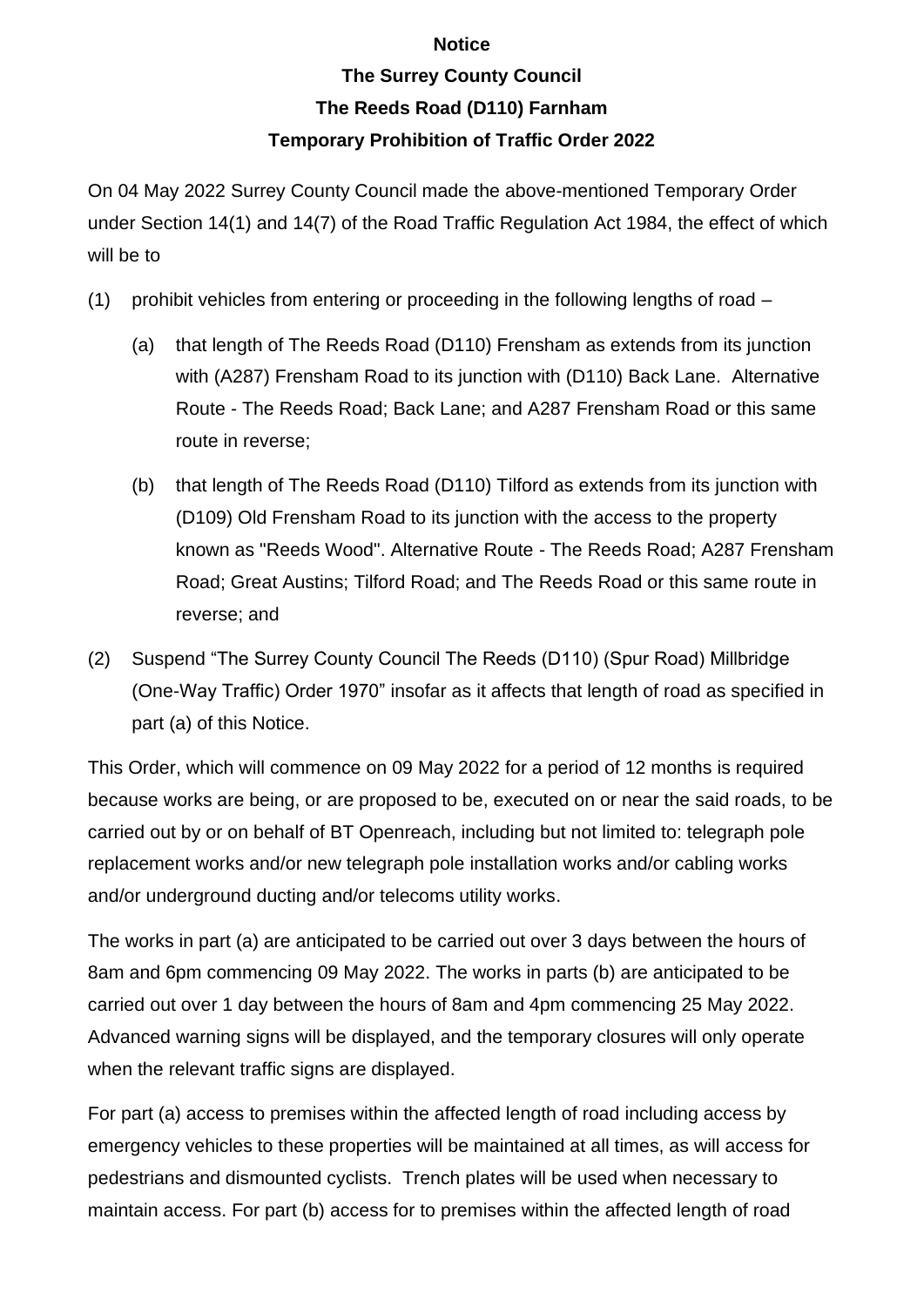**Notice**

**The Surrey County Council**

**The Reeds Road (D110) Farnham**

**Temporary Prohibition of Traffic Order 2022**

On 04 May 2022 Surrey County Council made the above-mentioned Temporary Order under Section 14(1) and 14(7) of the Road Traffic Regulation Act 1984, the effect of which will be to

(1) prohibit vehicles from entering or proceeding in the following lengths of road –

   (a) that length of The Reeds Road (D110) Frensham as extends from its junction with (A287) Frensham Road to its junction with (D110) Back Lane. Alternative Route - The Reeds Road; Back Lane; and A287 Frensham Road or this same route in reverse;

   (b) that length of The Reeds Road (D110) Tilford as extends from its junction with (D109) Old Frensham Road to its junction with the access to the property known as "Reeds Wood". Alternative Route - The Reeds Road; A287 Frensham Road; Great Austins; Tilford Road; and The Reeds Road or this same route in reverse; and

(2) Suspend "The Surrey County Council The Reeds (D110) (Spur Road) Millbridge (One-Way Traffic) Order 1970" insofar as it affects that length of road as specified in part (a) of this Notice.

This Order, which will commence on 09 May 2022 for a period of 12 months is required because works are being, or are proposed to be, executed on or near the said roads, to be carried out by or on behalf of BT Openreach, including but not limited to: telegraph pole replacement works and/or new telegraph pole installation works and/or cabling works and/or underground ducting and/or telecoms utility works.

The works in part (a) are anticipated to be carried out over 3 days between the hours of 8am and 6pm commencing 09 May 2022. The works in parts (b) are anticipated to be carried out over 1 day between the hours of 8am and 4pm commencing 25 May 2022. Advanced warning signs will be displayed, and the temporary closures will only operate when the relevant traffic signs are displayed.

For part (a) access to premises within the affected length of road including access by emergency vehicles to these properties will be maintained at all times, as will access for pedestrians and dismounted cyclists. Trench plates will be used when necessary to maintain access. For part (b) access for to premises within the affected length of road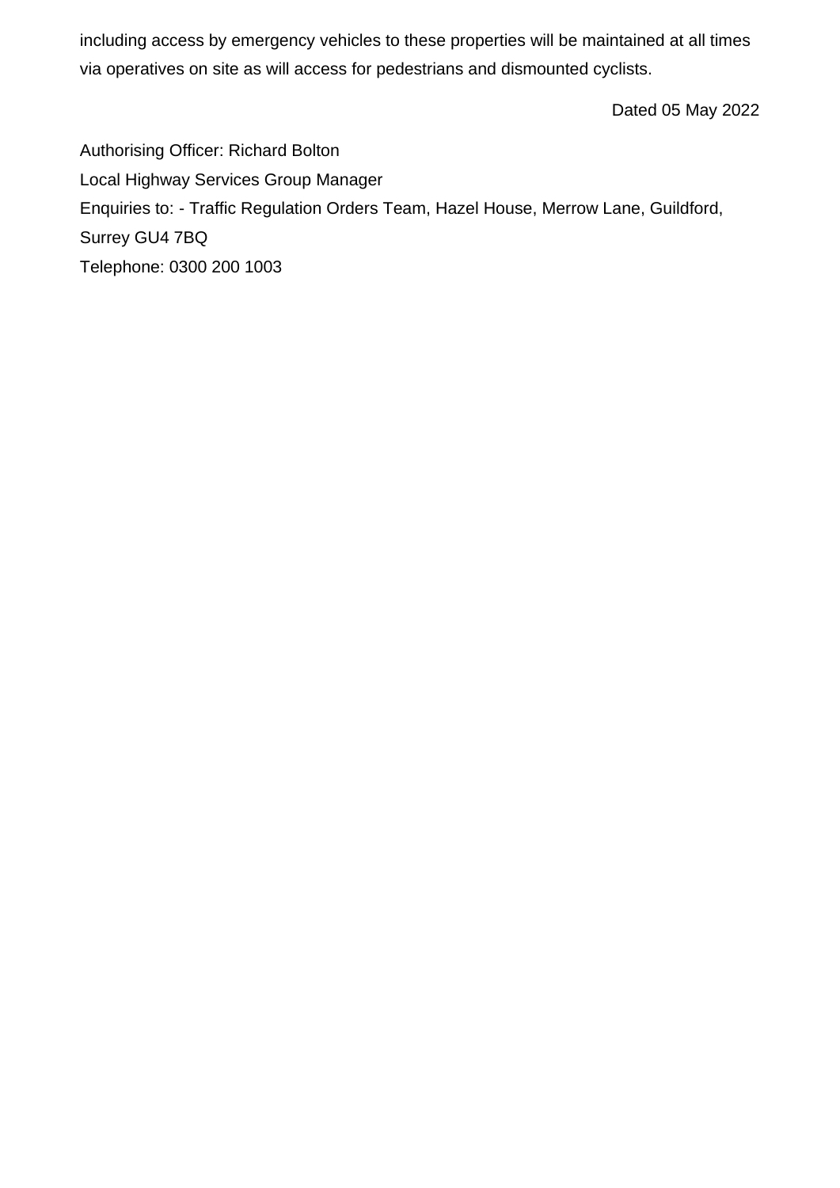including access by emergency vehicles to these properties will be maintained at all times via operatives on site as will access for pedestrians and dismounted cyclists.

Dated 05 May 2022

Authorising Officer: Richard Bolton

Local Highway Services Group Manager

Enquiries to: - Traffic Regulation Orders Team, Hazel House, Merrow Lane, Guildford, Surrey GU4 7BQ

Telephone: 0300 200 1003